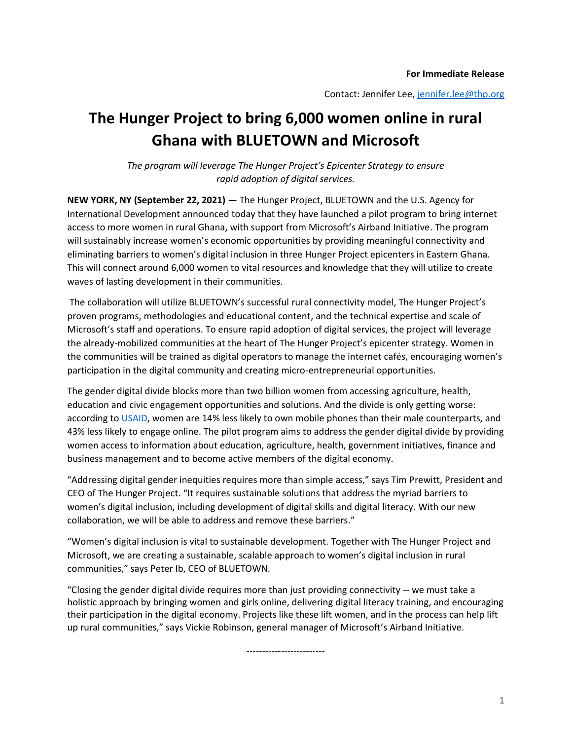**For Immediate Release**

Contact: Jennifer Lee, [jennifer.lee@thp.org](mailto:jennifer.lee@thp.org)

# The Hunger Project to bring 6,000 women online in rural Ghana with BLUETOWN and Microsoft

*The program will leverage The Hunger Project's Epicenter Strategy to ensure rapid adoption of digital services.*

**NEW YORK, NY (September 22, 2021)** — The Hunger Project, BLUETOWN and the U.S. Agency for International Development announced today that they have launched a pilot program to bring internet access to more women in rural Ghana, with support from Microsoft's Airband Initiative. The program will sustainably increase women's economic opportunities by providing meaningful connectivity and eliminating barriers to women's digital inclusion in three Hunger Project epicenters in Eastern Ghana. This will connect around 6,000 women to vital resources and knowledge that they will utilize to create waves of lasting development in their communities.

The collaboration will utilize BLUETOWN's successful rural connectivity model, The Hunger Project's proven programs, methodologies and educational content, and the technical expertise and scale of Microsoft's staff and operations. To ensure rapid adoption of digital services, the project will leverage the already-mobilized communities at the heart of The Hunger Project's epicenter strategy. Women in the communities will be trained as digital operators to manage the internet cafés, encouraging women's participation in the digital community and creating micro-entrepreneurial opportunities.

The gender digital divide blocks more than two billion women from accessing agriculture, health, education and civic engagement opportunities and solutions. And the divide is only getting worse: according to USAID, women are 14% less likely to own mobile phones than their male counterparts, and 43% less likely to engage online. The pilot program aims to address the gender digital divide by providing women access to information about education, agriculture, health, government initiatives, finance and business management and to become active members of the digital economy.

"Addressing digital gender inequities requires more than simple access," says Tim Prewitt, President and CEO of The Hunger Project. "It requires sustainable solutions that address the myriad barriers to women's digital inclusion, including development of digital skills and digital literacy. With our new collaboration, we will be able to address and remove these barriers."

"Women's digital inclusion is vital to sustainable development. Together with The Hunger Project and Microsoft, we are creating a sustainable, scalable approach to women's digital inclusion in rural communities," says Peter Ib, CEO of BLUETOWN.

"Closing the gender digital divide requires more than just providing connectivity -- we must take a holistic approach by bringing women and girls online, delivering digital literacy training, and encouraging their participation in the digital economy. Projects like these lift women, and in the process can help lift up rural communities," says Vickie Robinson, general manager of Microsoft's Airband Initiative.

------------------------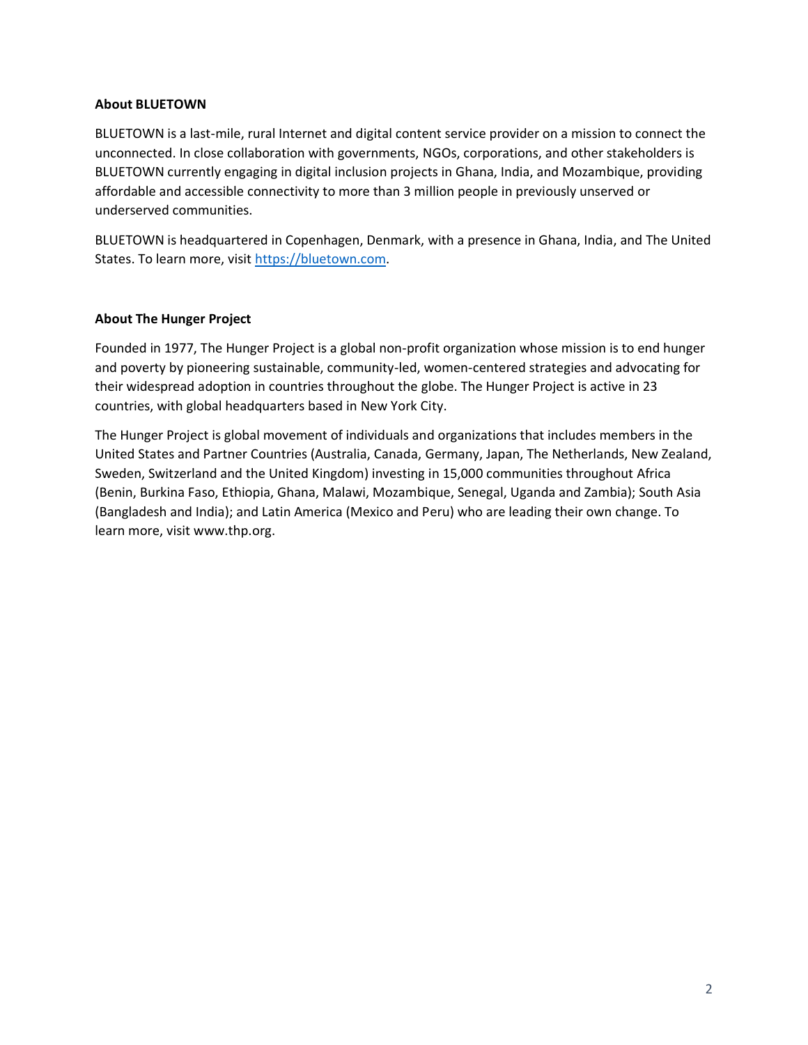**About BLUETOWN**

BLUETOWN is a last-mile, rural Internet and digital content service provider on a mission to connect the unconnected. In close collaboration with governments, NGOs, corporations, and other stakeholders is BLUETOWN currently engaging in digital inclusion projects in Ghana, India, and Mozambique, providing affordable and accessible connectivity to more than 3 million people in previously unserved or underserved communities.

BLUETOWN is headquartered in Copenhagen, Denmark, with a presence in Ghana, India, and The United States. To learn more, visit [https://bluetown.com](https://bluetown.com).

**About The Hunger Project**

Founded in 1977, The Hunger Project is a global non-profit organization whose mission is to end hunger and poverty by pioneering sustainable, community-led, women-centered strategies and advocating for their widespread adoption in countries throughout the globe. The Hunger Project is active in 23 countries, with global headquarters based in New York City.

The Hunger Project is global movement of individuals and organizations that includes members in the United States and Partner Countries (Australia, Canada, Germany, Japan, The Netherlands, New Zealand, Sweden, Switzerland and the United Kingdom) investing in 15,000 communities throughout Africa (Benin, Burkina Faso, Ethiopia, Ghana, Malawi, Mozambique, Senegal, Uganda and Zambia); South Asia (Bangladesh and India); and Latin America (Mexico and Peru) who are leading their own change. To learn more, visit www.thp.org.